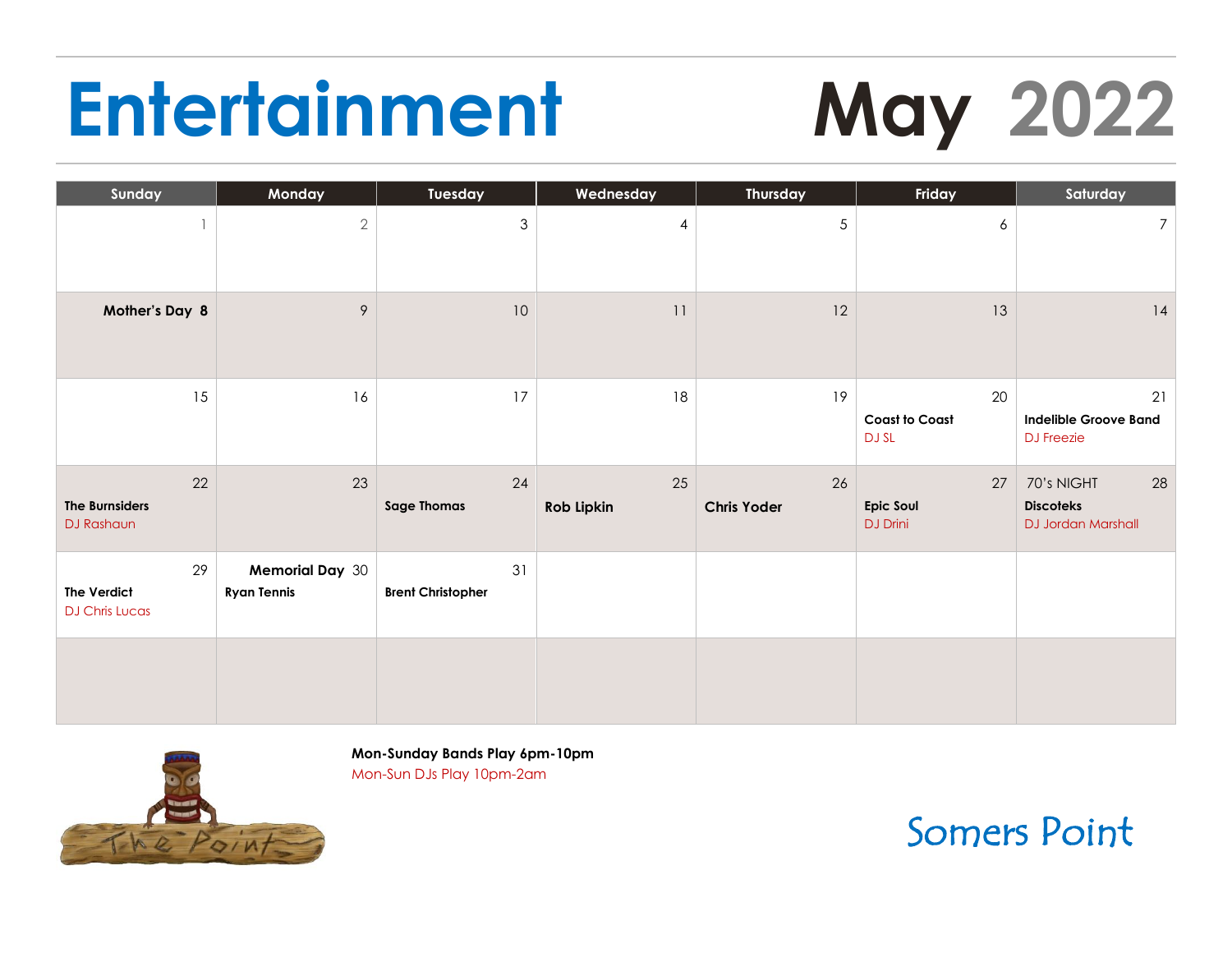# Entertainment

# May 2022

| Sunday | Monday | Tuesday | Wednesday | Thursday | Friday | Saturday |
|---|---|---|---|---|---|---|
| 1 | 2 | 3 | 4 | 5 | 6 | 7 |
| **Mother's Day** 8 | 9 | 10 | 11 | 12 | 13 | 14 |
| 15 | 16 | 17 | 18 | 19 | 20 **Coast to Coast** DJ SL | 21 **Indelible Groove Band** DJ Freezie |
| 22 **The Burnsiders** DJ Rashaun | 23 | 24 **Sage Thomas** | 25 **Rob Lipkin** | 26 **Chris Yoder** | 27 **Epic Soul** DJ Drini | 28 70's NIGHT **Discoteks** DJ Jordan Marshall |
| 29 **The Verdict** DJ Chris Lucas | **Memorial Day** 30 **Ryan Tennis** | 31 **Brent Christopher** | | | | |
| | | | | | | |

**Mon-Sunday Bands Play 6pm-10pm**
Mon-Sun DJs Play 10pm-2am

The Point

Somers Point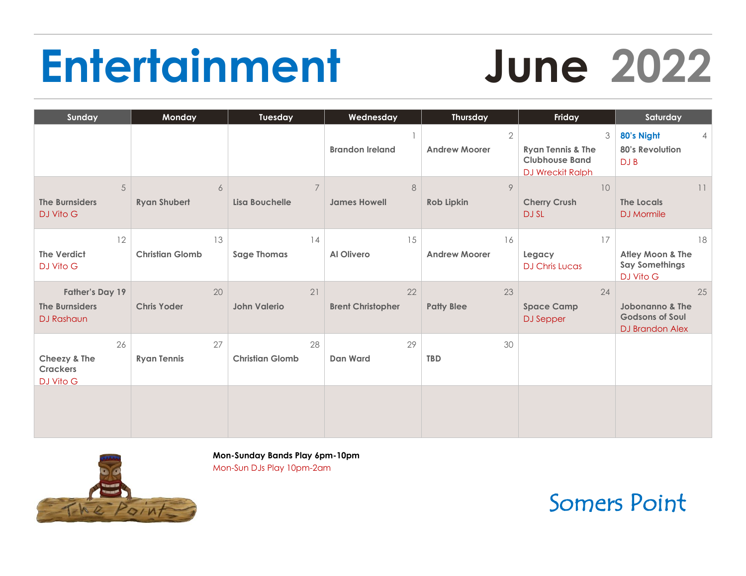# Entertainment June 2022

| Sunday | Monday | Tuesday | Wednesday | Thursday | Friday | Saturday |
| --- | --- | --- | --- | --- | --- | --- |
| | | | 1<br>Brandon Ireland | 2<br>Andrew Moorer | 3<br>Ryan Tennis & The Clubhouse Band<br>DJ Wreckit Ralph | 4<br>80's Night<br>80's Revolution<br>DJ B |
| 5<br>The Burnsiders<br>DJ Vito G | 6<br>Ryan Shubert | 7<br>Lisa Bouchelle | 8<br>James Howell | 9<br>Rob Lipkin | 10<br>Cherry Crush<br>DJ SL | 11<br>The Locals<br>DJ Mormile |
| 12<br>The Verdict<br>DJ Vito G | 13<br>Christian Glomb | 14<br>Sage Thomas | 15<br>Al Olivero | 16<br>Andrew Moorer | 17<br>Legacy<br>DJ Chris Lucas | 18<br>Atley Moon & The Say Somethings<br>DJ Vito G |
| Father's Day 19<br>The Burnsiders<br>DJ Rashaun | 20<br>Chris Yoder | 21<br>John Valerio | 22<br>Brent Christopher | 23<br>Patty Blee | 24<br>Space Camp<br>DJ Sepper | 25<br>Jobonanno & The Godsons of Soul<br>DJ Brandon Alex |
| 26<br>Cheezy & The Crackers<br>DJ Vito G | 27<br>Ryan Tennis | 28<br>Christian Glomb | 29<br>Dan Ward | 30<br>TBD | | |
| | | | | | | |

**Mon-Sunday Bands Play 6pm-10pm**
Mon-Sun DJs Play 10pm-2am

Somers Point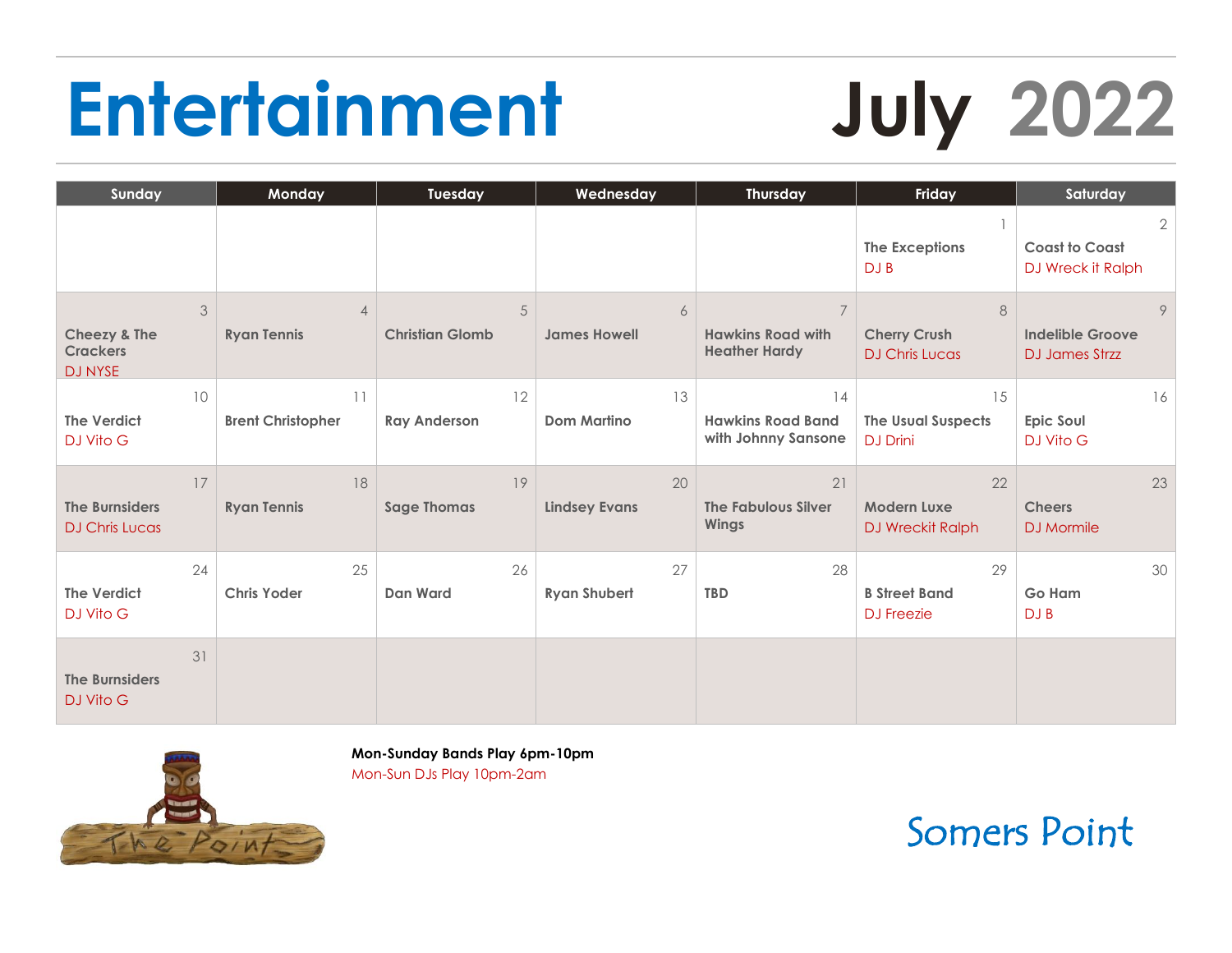# Entertainment July 2022

| Sunday | Monday | Tuesday | Wednesday | Thursday | Friday | Saturday |
|---|---|---|---|---|---|---|
| | | | | | 1<br>**The Exceptions**<br>DJ B | 2<br>**Coast to Coast**<br>DJ Wreck it Ralph |
| 3<br>**Cheezy & The Crackers**<br>DJ NYSE | 4<br>**Ryan Tennis** | 5<br>**Christian Glomb** | 6<br>**James Howell** | 7<br>**Hawkins Road with Heather Hardy** | 8<br>**Cherry Crush**<br>DJ Chris Lucas | 9<br>**Indelible Groove**<br>DJ James Strzz |
| 10<br>**The Verdict**<br>DJ Vito G | 11<br>**Brent Christopher** | 12<br>**Ray Anderson** | 13<br>**Dom Martino** | 14<br>**Hawkins Road Band with Johnny Sansone** | 15<br>**The Usual Suspects**<br>DJ Drini | 16<br>**Epic Soul**<br>DJ Vito G |
| 17<br>**The Burnsiders**<br>DJ Chris Lucas | 18<br>**Ryan Tennis** | 19<br>**Sage Thomas** | 20<br>**Lindsey Evans** | 21<br>**The Fabulous Silver Wings** | 22<br>**Modern Luxe**<br>DJ Wreckit Ralph | 23<br>**Cheers**<br>DJ Mormile |
| 24<br>**The Verdict**<br>DJ Vito G | 25<br>**Chris Yoder** | 26<br>**Dan Ward** | 27<br>**Ryan Shubert** | 28<br>**TBD** | 29<br>**B Street Band**<br>DJ Freezie | 30<br>**Go Ham**<br>DJ B |
| 31<br>**The Burnsiders**<br>DJ Vito G | | | | | | |

**Mon-Sunday Bands Play 6pm-10pm**
Mon-Sun DJs Play 10pm-2am

The Point

Somers Point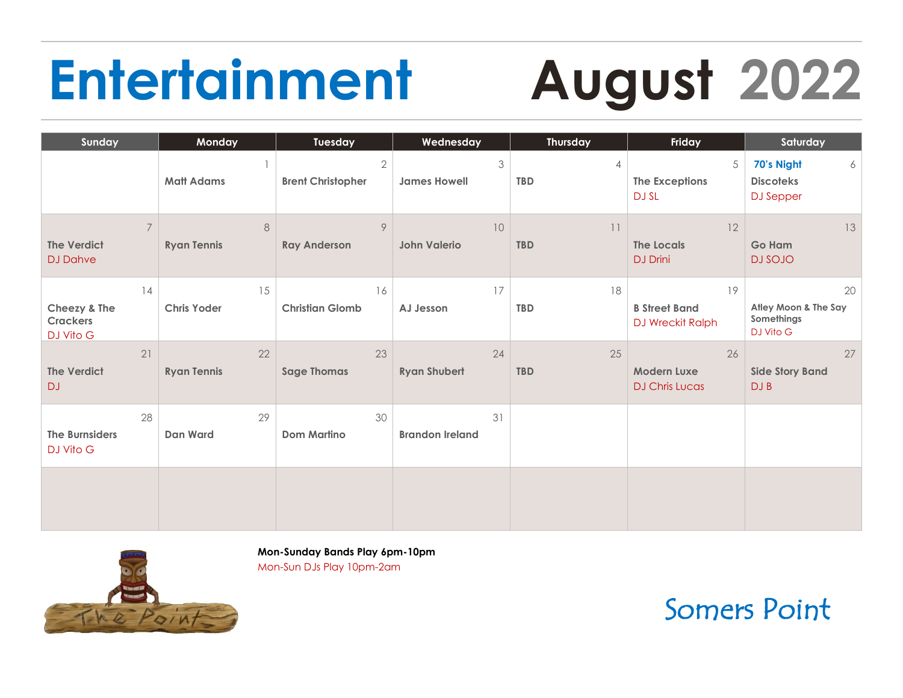# Entertainment August 2022

| Sunday | Monday | Tuesday | Wednesday | Thursday | Friday | Saturday |
|---|---|---|---|---|---|---|
| | 1 Matt Adams | 2 Brent Christopher | 3 James Howell | 4 TBD | 5 The Exceptions DJ SL | 6 70's Night Discoteks DJ Sepper |
| 7 The Verdict DJ Dahve | 8 Ryan Tennis | 9 Ray Anderson | 10 John Valerio | 11 TBD | 12 The Locals DJ Drini | 13 Go Ham DJ SOJO |
| 14 Cheezy & The Crackers DJ Vito G | 15 Chris Yoder | 16 Christian Glomb | 17 AJ Jesson | 18 TBD | 19 B Street Band DJ Wreckit Ralph | 20 Atley Moon & The Say Somethings DJ Vito G |
| 21 The Verdict DJ | 22 Ryan Tennis | 23 Sage Thomas | 24 Ryan Shubert | 25 TBD | 26 Modern Luxe DJ Chris Lucas | 27 Side Story Band DJ B |
| 28 The Burnsiders DJ Vito G | 29 Dan Ward | 30 Dom Martino | 31 Brandon Ireland | | | |
| | | | | | | |

**Mon-Sunday Bands Play 6pm-10pm**

Mon-Sun DJs Play 10pm-2am

The Point

Somers Point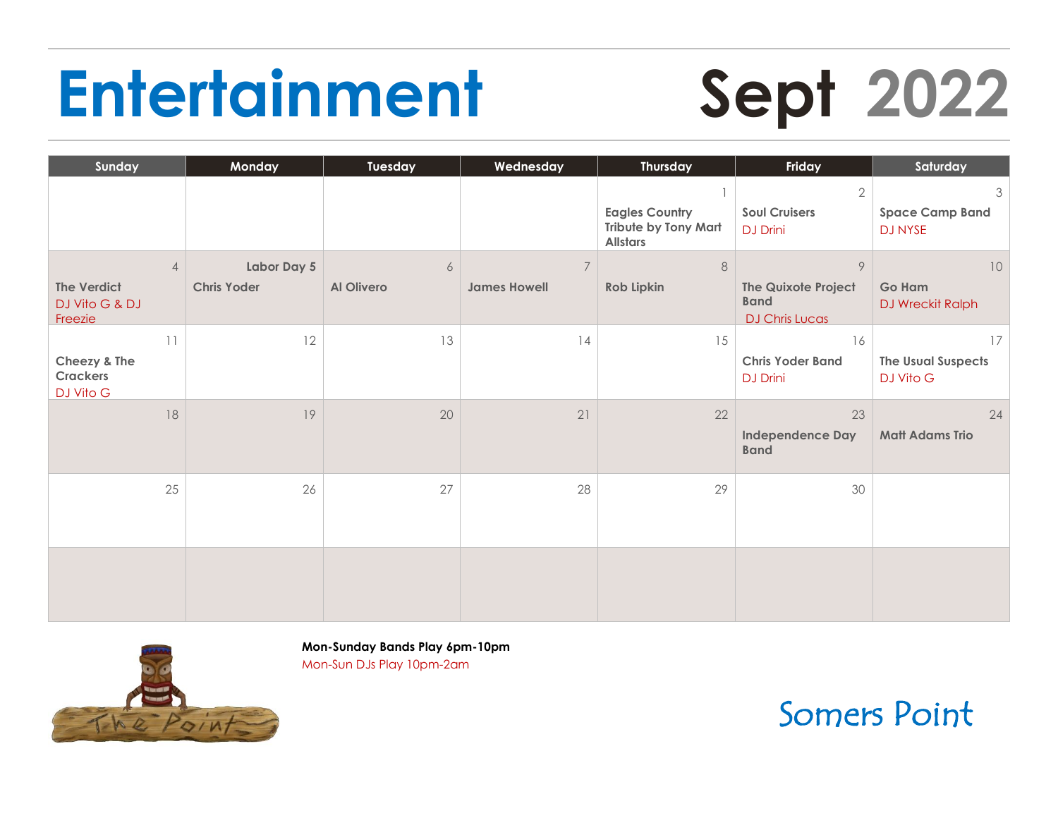# Entertainment

# Sept 2022

| Sunday | Monday | Tuesday | Wednesday | Thursday | Friday | Saturday |
|---|---|---|---|---|---|---|
| | | | | 1 Eagles Country Tribute by Tony Mart Allstars | 2 Soul Cruisers DJ Drini | 3 Space Camp Band DJ NYSE |
| 4 The Verdict DJ Vito G & DJ Freezie | Labor Day 5 Chris Yoder | 6 Al Olivero | 7 James Howell | 8 Rob Lipkin | 9 The Quixote Project Band DJ Chris Lucas | 10 Go Ham DJ Wreckit Ralph |
| 11 Cheezy & The Crackers DJ Vito G | 12 | 13 | 14 | 15 | 16 Chris Yoder Band DJ Drini | 17 The Usual Suspects DJ Vito G |
| 18 | 19 | 20 | 21 | 22 | 23 Independence Day Band | 24 Matt Adams Trio |
| 25 | 26 | 27 | 28 | 29 | 30 | |
| | | | | | | |

**Mon-Sunday Bands Play 6pm-10pm**

Mon-Sun DJs Play 10pm-2am

The Point

Somers Point